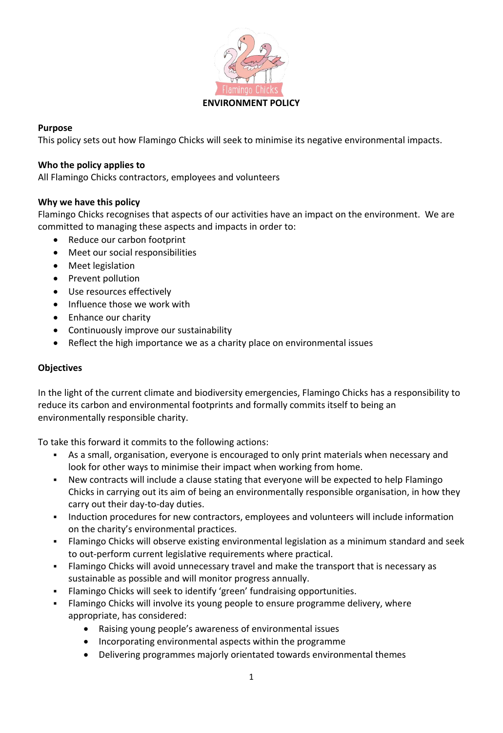Flamingo Chicks

# ENVIRONMENT POLICY

**Purpose**

This policy sets out how Flamingo Chicks will seek to minimise its negative environmental impacts.

**Who the policy applies to**

All Flamingo Chicks contractors, employees and volunteers

**Why we have this policy**

Flamingo Chicks recognises that aspects of our activities have an impact on the environment. We are committed to managing these aspects and impacts in order to:

- Reduce our carbon footprint
- Meet our social responsibilities
- Meet legislation
- Prevent pollution
- Use resources effectively
- Influence those we work with
- Enhance our charity
- Continuously improve our sustainability
- Reflect the high importance we as a charity place on environmental issues

**Objectives**

In the light of the current climate and biodiversity emergencies, Flamingo Chicks has a responsibility to reduce its carbon and environmental footprints and formally commits itself to being an environmentally responsible charity.

To take this forward it commits to the following actions:

- As a small, organisation, everyone is encouraged to only print materials when necessary and look for other ways to minimise their impact when working from home.
- New contracts will include a clause stating that everyone will be expected to help Flamingo Chicks in carrying out its aim of being an environmentally responsible organisation, in how they carry out their day-to-day duties.
- Induction procedures for new contractors, employees and volunteers will include information on the charity's environmental practices.
- Flamingo Chicks will observe existing environmental legislation as a minimum standard and seek to out-perform current legislative requirements where practical.
- Flamingo Chicks will avoid unnecessary travel and make the transport that is necessary as sustainable as possible and will monitor progress annually.
- Flamingo Chicks will seek to identify 'green' fundraising opportunities.
- Flamingo Chicks will involve its young people to ensure programme delivery, where appropriate, has considered:
    - Raising young people's awareness of environmental issues
    - Incorporating environmental aspects within the programme
    - Delivering programmes majorly orientated towards environmental themes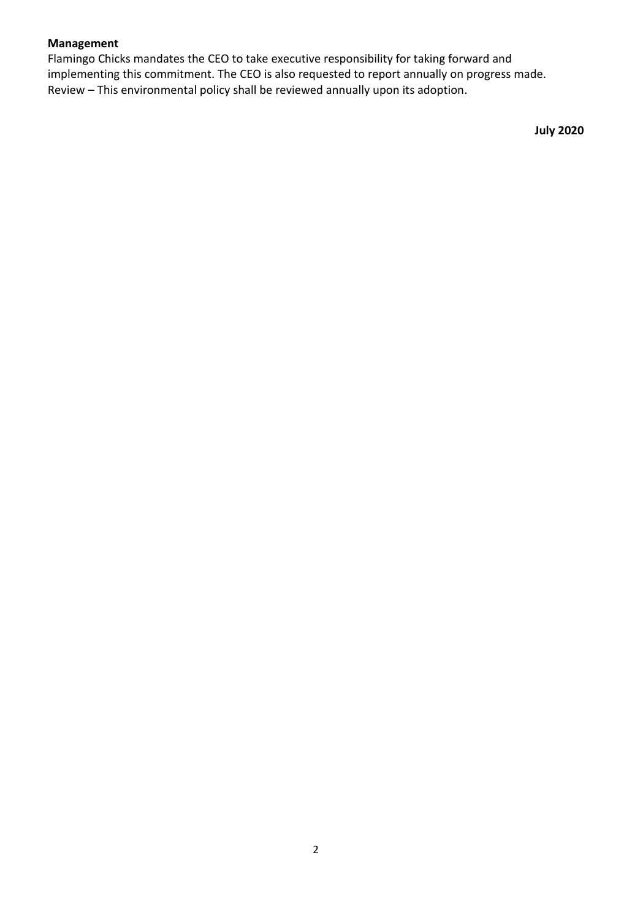**Management**

Flamingo Chicks mandates the CEO to take executive responsibility for taking forward and implementing this commitment. The CEO is also requested to report annually on progress made.
Review – This environmental policy shall be reviewed annually upon its adoption.

**July 2020**